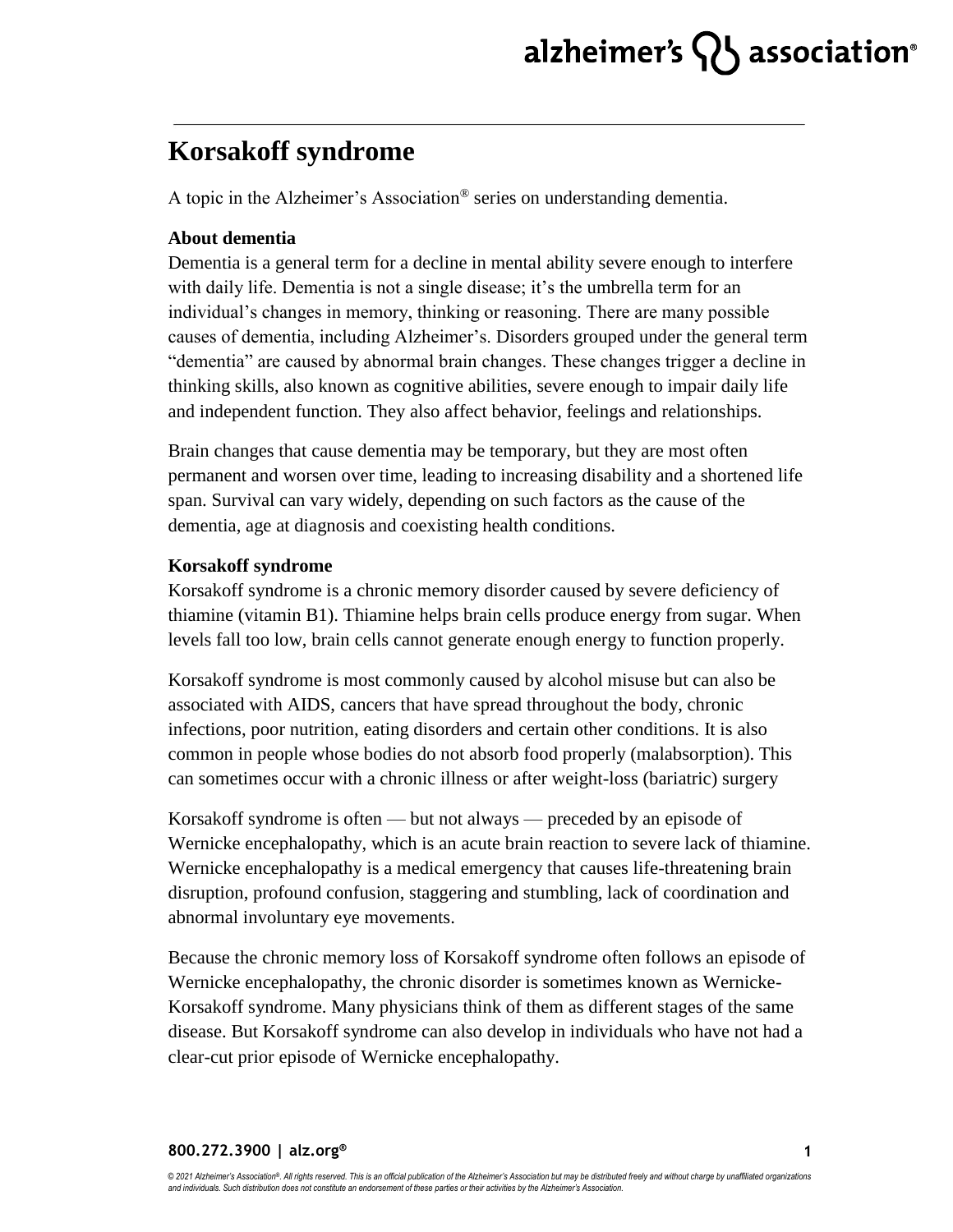# Korsakoff syndrome

A topic in the Alzheimer's Association® series on understanding dementia.

**About dementia**

Dementia is a general term for a decline in mental ability severe enough to interfere with daily life. Dementia is not a single disease; it's the umbrella term for an individual's changes in memory, thinking or reasoning. There are many possible causes of dementia, including Alzheimer's. Disorders grouped under the general term "dementia" are caused by abnormal brain changes. These changes trigger a decline in thinking skills, also known as cognitive abilities, severe enough to impair daily life and independent function. They also affect behavior, feelings and relationships.

Brain changes that cause dementia may be temporary, but they are most often permanent and worsen over time, leading to increasing disability and a shortened life span. Survival can vary widely, depending on such factors as the cause of the dementia, age at diagnosis and coexisting health conditions.

**Korsakoff syndrome**

Korsakoff syndrome is a chronic memory disorder caused by severe deficiency of thiamine (vitamin B1). Thiamine helps brain cells produce energy from sugar. When levels fall too low, brain cells cannot generate enough energy to function properly.

Korsakoff syndrome is most commonly caused by alcohol misuse but can also be associated with AIDS, cancers that have spread throughout the body, chronic infections, poor nutrition, eating disorders and certain other conditions. It is also common in people whose bodies do not absorb food properly (malabsorption). This can sometimes occur with a chronic illness or after weight-loss (bariatric) surgery

Korsakoff syndrome is often — but not always — preceded by an episode of Wernicke encephalopathy, which is an acute brain reaction to severe lack of thiamine. Wernicke encephalopathy is a medical emergency that causes life-threatening brain disruption, profound confusion, staggering and stumbling, lack of coordination and abnormal involuntary eye movements.

Because the chronic memory loss of Korsakoff syndrome often follows an episode of Wernicke encephalopathy, the chronic disorder is sometimes known as Wernicke-Korsakoff syndrome. Many physicians think of them as different stages of the same disease. But Korsakoff syndrome can also develop in individuals who have not had a clear-cut prior episode of Wernicke encephalopathy.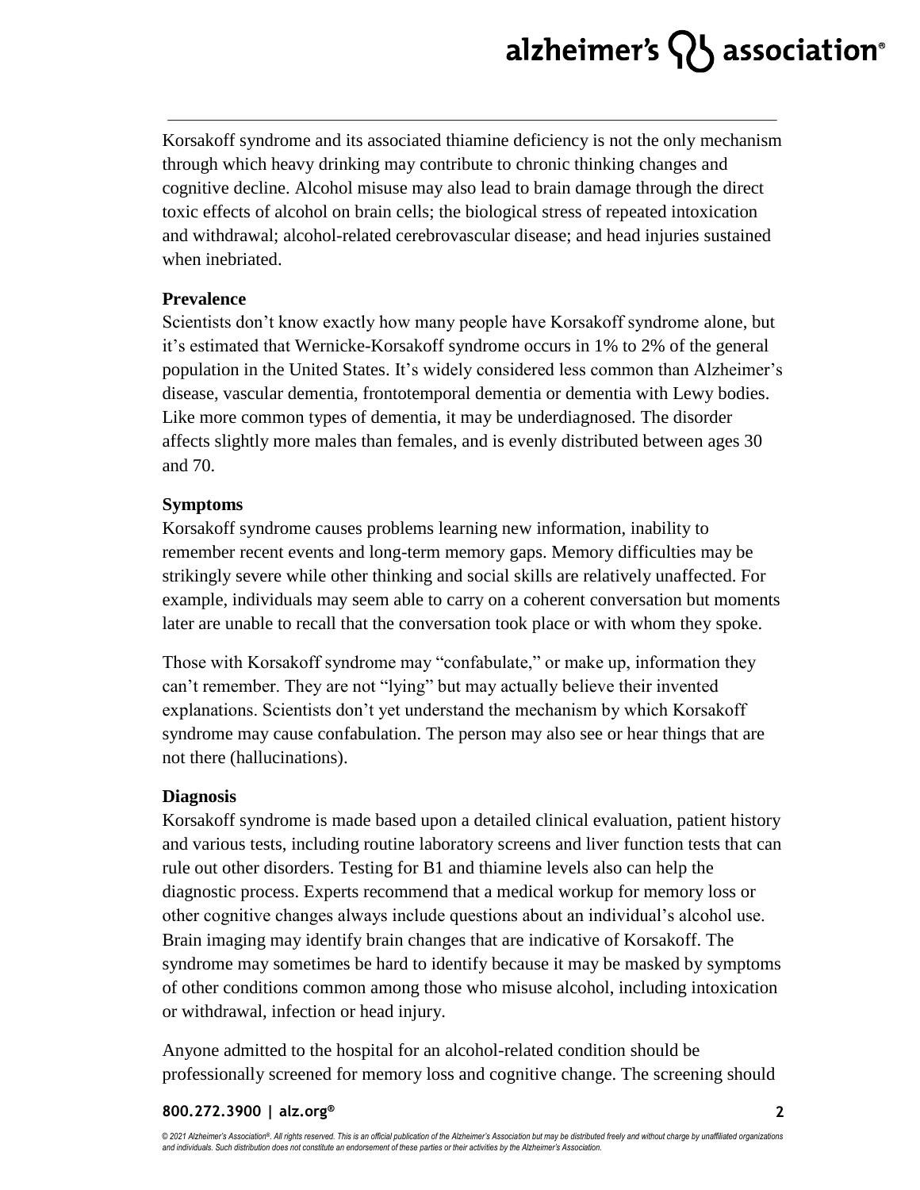Korsakoff syndrome and its associated thiamine deficiency is not the only mechanism through which heavy drinking may contribute to chronic thinking changes and cognitive decline. Alcohol misuse may also lead to brain damage through the direct toxic effects of alcohol on brain cells; the biological stress of repeated intoxication and withdrawal; alcohol-related cerebrovascular disease; and head injuries sustained when inebriated.

**Prevalence**

Scientists don't know exactly how many people have Korsakoff syndrome alone, but it's estimated that Wernicke-Korsakoff syndrome occurs in 1% to 2% of the general population in the United States. It's widely considered less common than Alzheimer's disease, vascular dementia, frontotemporal dementia or dementia with Lewy bodies. Like more common types of dementia, it may be underdiagnosed. The disorder affects slightly more males than females, and is evenly distributed between ages 30 and 70.

**Symptoms**

Korsakoff syndrome causes problems learning new information, inability to remember recent events and long-term memory gaps. Memory difficulties may be strikingly severe while other thinking and social skills are relatively unaffected. For example, individuals may seem able to carry on a coherent conversation but moments later are unable to recall that the conversation took place or with whom they spoke.

Those with Korsakoff syndrome may "confabulate," or make up, information they can't remember. They are not "lying" but may actually believe their invented explanations. Scientists don't yet understand the mechanism by which Korsakoff syndrome may cause confabulation. The person may also see or hear things that are not there (hallucinations).

**Diagnosis**

Korsakoff syndrome is made based upon a detailed clinical evaluation, patient history and various tests, including routine laboratory screens and liver function tests that can rule out other disorders. Testing for B1 and thiamine levels also can help the diagnostic process. Experts recommend that a medical workup for memory loss or other cognitive changes always include questions about an individual's alcohol use. Brain imaging may identify brain changes that are indicative of Korsakoff. The syndrome may sometimes be hard to identify because it may be masked by symptoms of other conditions common among those who misuse alcohol, including intoxication or withdrawal, infection or head injury.

Anyone admitted to the hospital for an alcohol-related condition should be professionally screened for memory loss and cognitive change. The screening should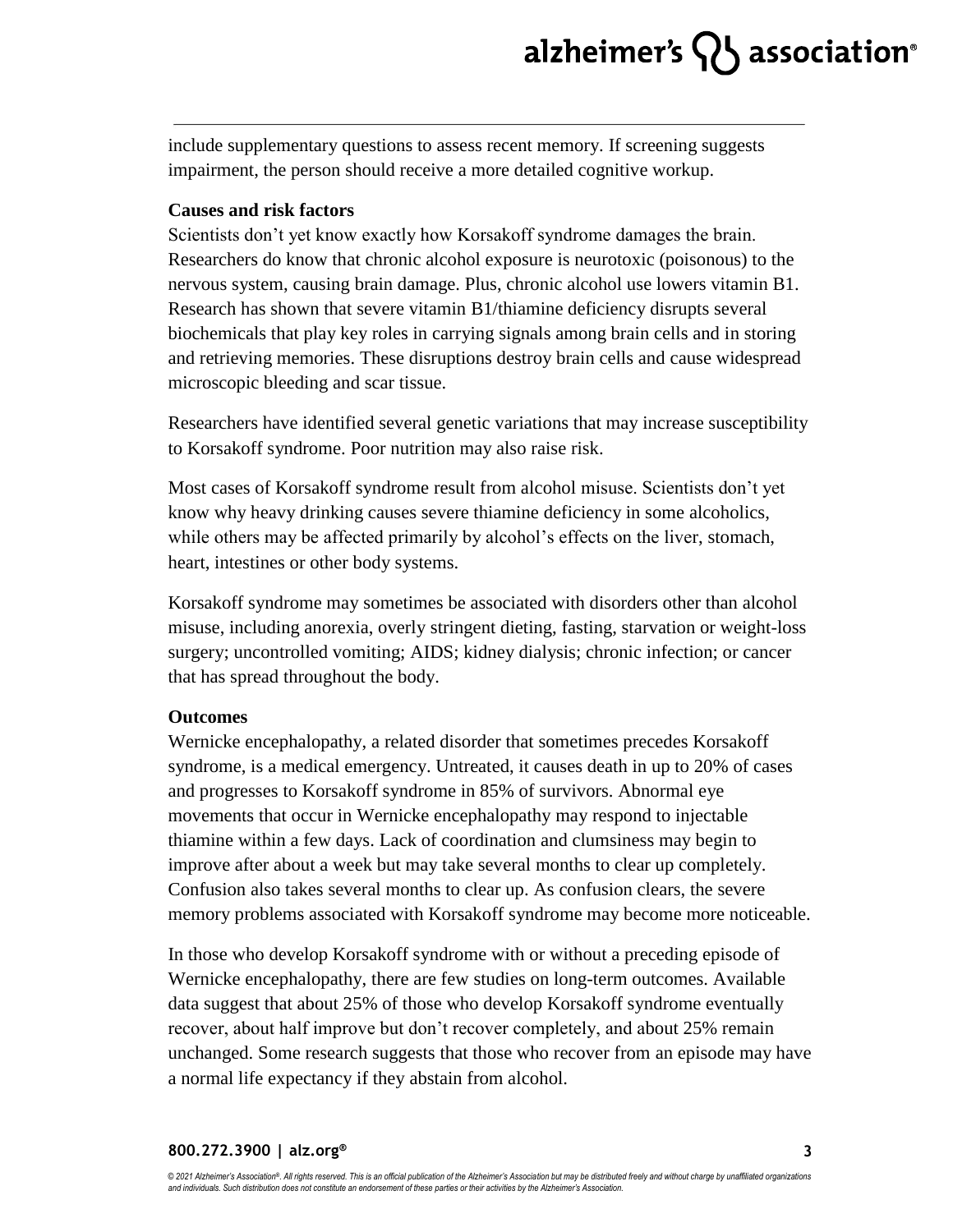include supplementary questions to assess recent memory. If screening suggests impairment, the person should receive a more detailed cognitive workup.

**Causes and risk factors**

Scientists don't yet know exactly how Korsakoff syndrome damages the brain. Researchers do know that chronic alcohol exposure is neurotoxic (poisonous) to the nervous system, causing brain damage. Plus, chronic alcohol use lowers vitamin B1. Research has shown that severe vitamin B1/thiamine deficiency disrupts several biochemicals that play key roles in carrying signals among brain cells and in storing and retrieving memories. These disruptions destroy brain cells and cause widespread microscopic bleeding and scar tissue.

Researchers have identified several genetic variations that may increase susceptibility to Korsakoff syndrome. Poor nutrition may also raise risk.

Most cases of Korsakoff syndrome result from alcohol misuse. Scientists don't yet know why heavy drinking causes severe thiamine deficiency in some alcoholics, while others may be affected primarily by alcohol's effects on the liver, stomach, heart, intestines or other body systems.

Korsakoff syndrome may sometimes be associated with disorders other than alcohol misuse, including anorexia, overly stringent dieting, fasting, starvation or weight-loss surgery; uncontrolled vomiting; AIDS; kidney dialysis; chronic infection; or cancer that has spread throughout the body.

**Outcomes**

Wernicke encephalopathy, a related disorder that sometimes precedes Korsakoff syndrome, is a medical emergency. Untreated, it causes death in up to 20% of cases and progresses to Korsakoff syndrome in 85% of survivors. Abnormal eye movements that occur in Wernicke encephalopathy may respond to injectable thiamine within a few days. Lack of coordination and clumsiness may begin to improve after about a week but may take several months to clear up completely. Confusion also takes several months to clear up. As confusion clears, the severe memory problems associated with Korsakoff syndrome may become more noticeable.

In those who develop Korsakoff syndrome with or without a preceding episode of Wernicke encephalopathy, there are few studies on long-term outcomes. Available data suggest that about 25% of those who develop Korsakoff syndrome eventually recover, about half improve but don't recover completely, and about 25% remain unchanged. Some research suggests that those who recover from an episode may have a normal life expectancy if they abstain from alcohol.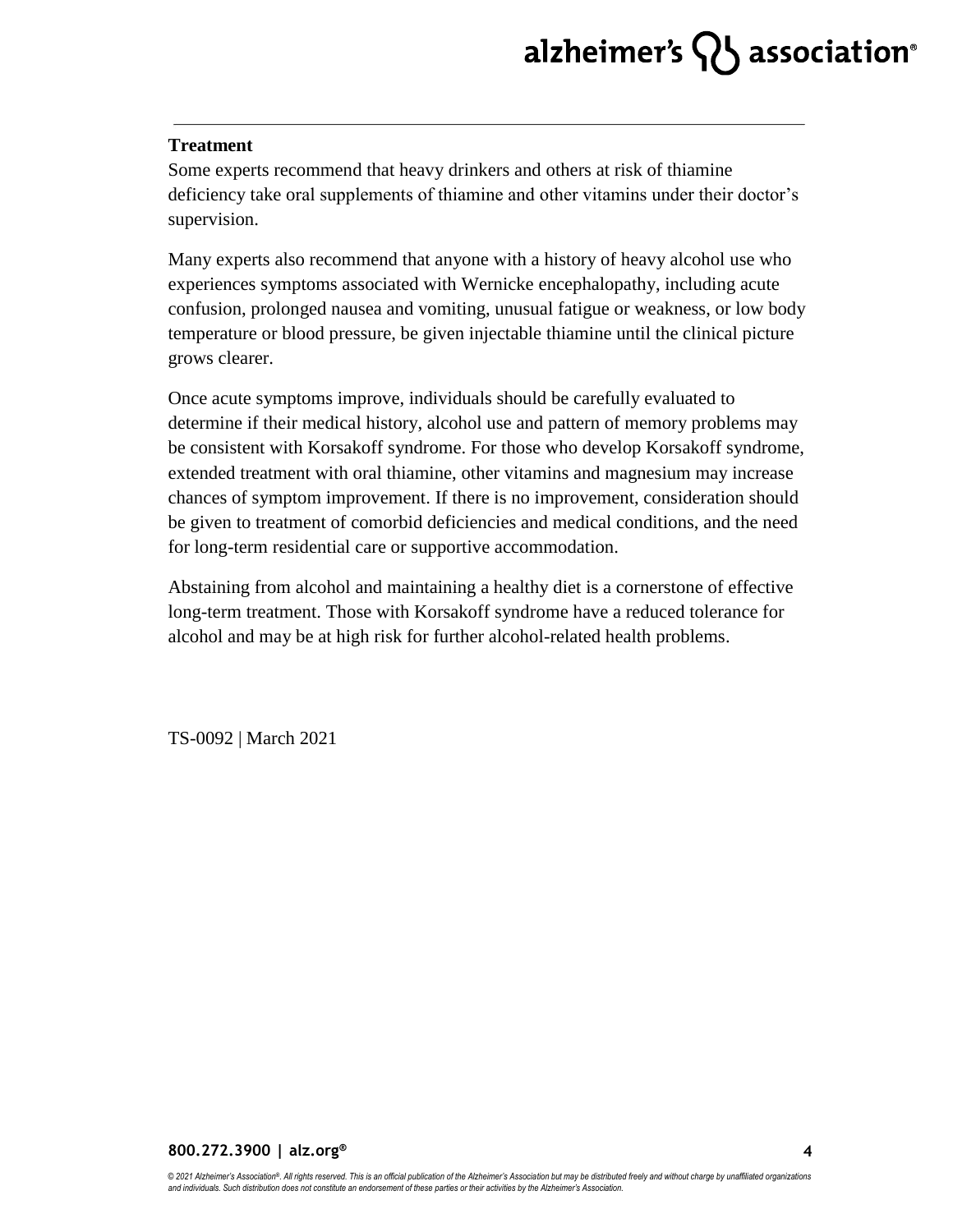**Treatment**

Some experts recommend that heavy drinkers and others at risk of thiamine deficiency take oral supplements of thiamine and other vitamins under their doctor's supervision.

Many experts also recommend that anyone with a history of heavy alcohol use who experiences symptoms associated with Wernicke encephalopathy, including acute confusion, prolonged nausea and vomiting, unusual fatigue or weakness, or low body temperature or blood pressure, be given injectable thiamine until the clinical picture grows clearer.

Once acute symptoms improve, individuals should be carefully evaluated to determine if their medical history, alcohol use and pattern of memory problems may be consistent with Korsakoff syndrome. For those who develop Korsakoff syndrome, extended treatment with oral thiamine, other vitamins and magnesium may increase chances of symptom improvement. If there is no improvement, consideration should be given to treatment of comorbid deficiencies and medical conditions, and the need for long-term residential care or supportive accommodation.

Abstaining from alcohol and maintaining a healthy diet is a cornerstone of effective long-term treatment. Those with Korsakoff syndrome have a reduced tolerance for alcohol and may be at high risk for further alcohol-related health problems.

TS-0092 | March 2021